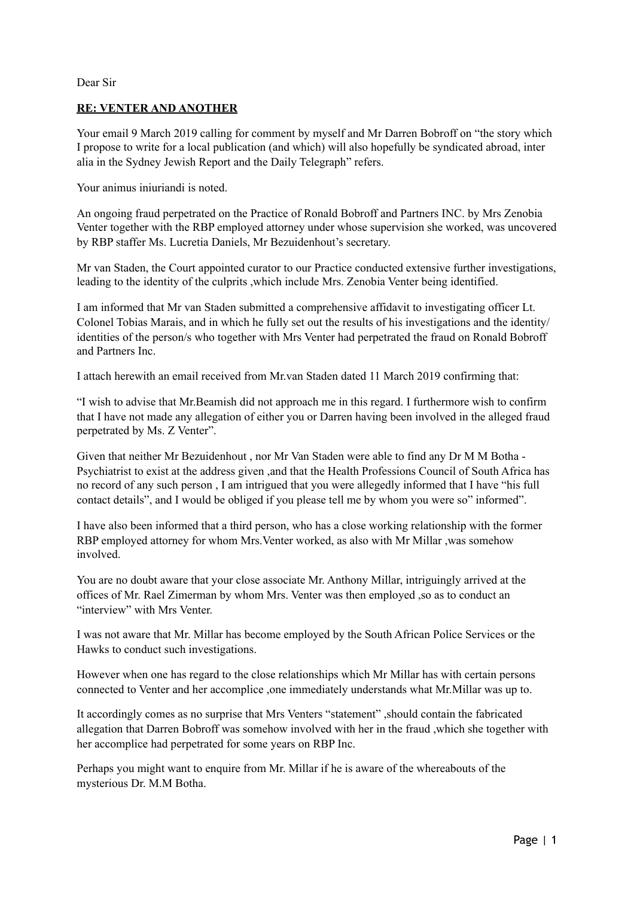Dear Sir

**RE: VENTER AND ANOTHER**

Your email 9 March 2019 calling for comment by myself and Mr Darren Bobroff on "the story which I propose to write for a local publication (and which) will also hopefully be syndicated abroad, inter alia in the Sydney Jewish Report and the Daily Telegraph" refers.

Your animus iniuriandi is noted.

An ongoing fraud perpetrated on the Practice of Ronald Bobroff and Partners INC. by Mrs Zenobia Venter together with the RBP employed attorney under whose supervision she worked, was uncovered by RBP staffer Ms. Lucretia Daniels, Mr Bezuidenhout's secretary.

Mr van Staden, the Court appointed curator to our Practice conducted extensive further investigations, leading to the identity of the culprits ,which include Mrs. Zenobia Venter being identified.

I am informed that Mr van Staden submitted a comprehensive affidavit to investigating officer Lt. Colonel Tobias Marais, and in which he fully set out the results of his investigations and the identity/ identities of the person/s who together with Mrs Venter had perpetrated the fraud on Ronald Bobroff and Partners Inc.

I attach herewith an email received from Mr.van Staden dated 11 March 2019 confirming that:

"I wish to advise that Mr.Beamish did not approach me in this regard. I furthermore wish to confirm that I have not made any allegation of either you or Darren having been involved in the alleged fraud perpetrated by Ms. Z Venter".

Given that neither Mr Bezuidenhout , nor Mr Van Staden were able to find any Dr M M Botha - Psychiatrist to exist at the address given ,and that the Health Professions Council of South Africa has no record of any such person , I am intrigued that you were allegedly informed that I have "his full contact details", and I would be obliged if you please tell me by whom you were so" informed".

I have also been informed that a third person, who has a close working relationship with the former RBP employed attorney for whom Mrs.Venter worked, as also with Mr Millar ,was somehow involved.

You are no doubt aware that your close associate Mr. Anthony Millar, intriguingly arrived at the offices of Mr. Rael Zimerman by whom Mrs. Venter was then employed ,so as to conduct an "interview" with Mrs Venter.

I was not aware that Mr. Millar has become employed by the South African Police Services or the Hawks to conduct such investigations.

However when one has regard to the close relationships which Mr Millar has with certain persons connected to Venter and her accomplice ,one immediately understands what Mr.Millar was up to.

It accordingly comes as no surprise that Mrs Venters "statement" ,should contain the fabricated allegation that Darren Bobroff was somehow involved with her in the fraud ,which she together with her accomplice had perpetrated for some years on RBP Inc.

Perhaps you might want to enquire from Mr. Millar if he is aware of the whereabouts of the mysterious Dr. M.M Botha.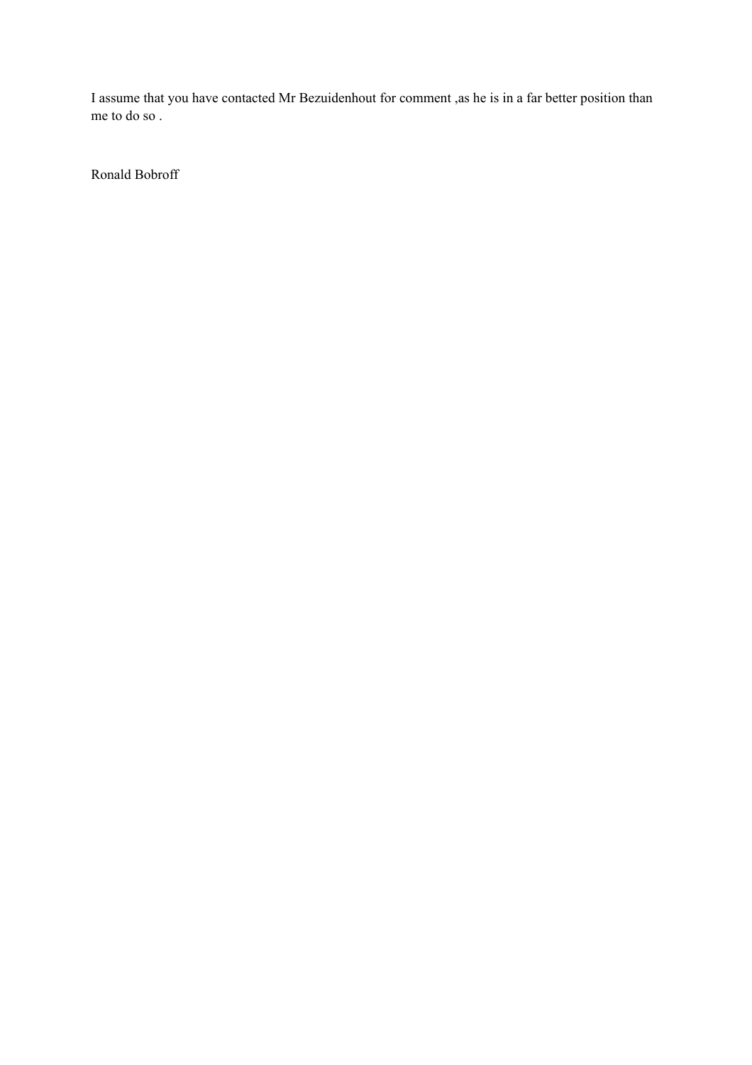I assume that you have contacted Mr Bezuidenhout for comment ,as he is in a far better position than me to do so .

Ronald Bobroff